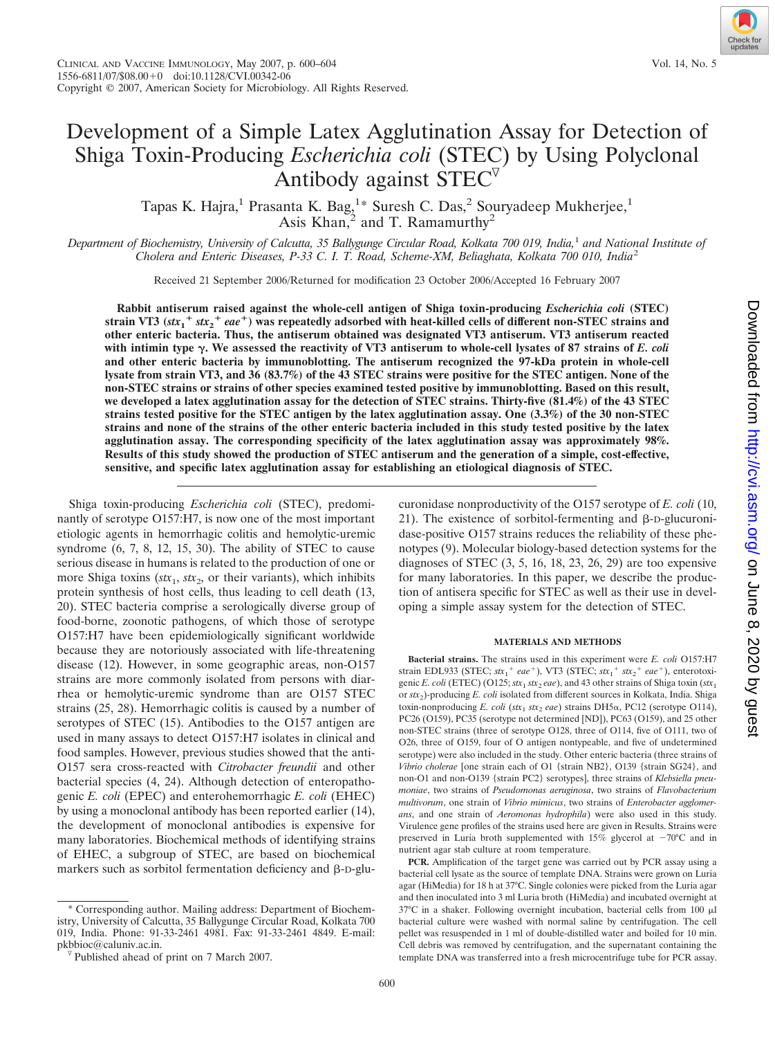# Development of a Simple Latex Agglutination Assay for Detection of Shiga Toxin-Producing *Escherichia coli* (STEC) by Using Polyclonal Antibody against STEC▽

Tapas K. Hajra,[1] Prasanta K. Bag,[1]* Suresh C. Das,[2] Souryadeep Mukherjee,[1] Asis Khan,[2] and T. Ramamurthy[2]

*Department of Biochemistry, University of Calcutta, 35 Ballygunge Circular Road, Kolkata 700 019, India,[1] and National Institute of Cholera and Enteric Diseases, P-33 C. I. T. Road, Scheme-XM, Beliaghata, Kolkata 700 010, India[2]*

Received 21 September 2006/Returned for modification 23 October 2006/Accepted 16 February 2007

**Rabbit antiserum raised against the whole-cell antigen of Shiga toxin-producing *Escherichia coli* (STEC) strain VT3 (*stx*$_1^+$ *stx*$_2^+$ *eae*$^+$) was repeatedly adsorbed with heat-killed cells of different non-STEC strains and other enteric bacteria. Thus, the antiserum obtained was designated VT3 antiserum. VT3 antiserum reacted with intimin type γ. We assessed the reactivity of VT3 antiserum to whole-cell lysates of 87 strains of *E. coli* and other enteric bacteria by immunoblotting. The antiserum recognized the 97-kDa protein in whole-cell lysate from strain VT3, and 36 (83.7%) of the 43 STEC strains were positive for the STEC antigen. None of the non-STEC strains or strains of other species examined tested positive by immunoblotting. Based on this result, we developed a latex agglutination assay for the detection of STEC strains. Thirty-five (81.4%) of the 43 STEC strains tested positive for the STEC antigen by the latex agglutination assay. One (3.3%) of the 30 non-STEC strains and none of the strains of the other enteric bacteria included in this study tested positive by the latex agglutination assay. The corresponding specificity of the latex agglutination assay was approximately 98%. Results of this study showed the production of STEC antiserum and the generation of a simple, cost-effective, sensitive, and specific latex agglutination assay for establishing an etiological diagnosis of STEC.**

Shiga toxin-producing *Escherichia coli* (STEC), predominantly of serotype O157:H7, is now one of the most important etiologic agents in hemorrhagic colitis and hemolytic-uremic syndrome (6, 7, 8, 12, 15, 30). The ability of STEC to cause serious disease in humans is related to the production of one or more Shiga toxins (*stx*$_1$, *stx*$_2$, or their variants), which inhibits protein synthesis of host cells, thus leading to cell death (13, 20). STEC bacteria comprise a serologically diverse group of food-borne, zoonotic pathogens, of which those of serotype O157:H7 have been epidemiologically significant worldwide because they are notoriously associated with life-threatening disease (12). However, in some geographic areas, non-O157 strains are more commonly isolated from persons with diarrhea or hemolytic-uremic syndrome than are O157 STEC strains (25, 28). Hemorrhagic colitis is caused by a number of serotypes of STEC (15). Antibodies to the O157 antigen are used in many assays to detect O157:H7 isolates in clinical and food samples. However, previous studies showed that the anti-O157 sera cross-reacted with *Citrobacter freundii* and other bacterial species (4, 24). Although detection of enteropathogenic *E. coli* (EPEC) and enterohemorrhagic *E. coli* (EHEC) by using a monoclonal antibody has been reported earlier (14), the development of monoclonal antibodies is expensive for many laboratories. Biochemical methods of identifying strains of EHEC, a subgroup of STEC, are based on biochemical markers such as sorbitol fermentation deficiency and β-D-glucuronidase nonproductivity of the O157 serotype of *E. coli* (10, 21). The existence of sorbitol-fermenting and β-D-glucuronidase-positive O157 strains reduces the reliability of these phenotypes (9). Molecular biology-based detection systems for the diagnoses of STEC (3, 5, 16, 18, 23, 26, 29) are too expensive for many laboratories. In this paper, we describe the production of antisera specific for STEC as well as their use in developing a simple assay system for the detection of STEC.

## MATERIALS AND METHODS

**Bacterial strains.** The strains used in this experiment were *E. coli* O157:H7 strain EDL933 (STEC; *stx*$_1^+$ *eae*$^+$), VT3 (STEC; *stx*$_1^+$ *stx*$_2^+$ *eae*$^+$), enterotoxigenic *E. coli* (ETEC) (O125; *stx*$_1$ *stx*$_2$ *eae*), and 43 other strains of Shiga toxin (*stx*$_1$ or *stx*$_2$)-producing *E. coli* isolated from different sources in Kolkata, India. Shiga toxin-nonproducing *E. coli* (*stx*$_1$ *stx*$_2$ *eae*) strains DH5α, PC12 (serotype O114), PC26 (O159), PC35 (serotype not determined [ND]), PC63 (O159), and 25 other non-STEC strains (three of serotype O128, three of O114, five of O111, two of O26, three of O159, four of O antigen nontypeable, and five of undetermined serotype) were also included in the study. Other enteric bacteria (three strains of *Vibrio cholerae* [one strain each of O1 {strain NB2}, O139 {strain SG24}, and non-O1 and non-O139 {strain PC2} serotypes], three strains of *Klebsiella pneumoniae*, two strains of *Pseudomonas aeruginosa*, two strains of *Flavobacterium multivorum*, one strain of *Vibrio mimicus*, two strains of *Enterobacter agglomerans*, and one strain of *Aeromonas hydrophila*) were also used in this study. Virulence gene profiles of the strains used here are given in Results. Strains were preserved in Luria broth supplemented with 15% glycerol at −70°C and in nutrient agar stab culture at room temperature.

**PCR.** Amplification of the target gene was carried out by PCR assay using a bacterial cell lysate as the source of template DNA. Strains were grown on Luria agar (HiMedia) for 18 h at 37°C. Single colonies were picked from the Luria agar and then inoculated into 3 ml Luria broth (HiMedia) and incubated overnight at 37°C in a shaker. Following overnight incubation, bacterial cells from 100 μl bacterial culture were washed with normal saline by centrifugation. The cell pellet was resuspended in 1 ml of double-distilled water and boiled for 10 min. Cell debris was removed by centrifugation, and the supernatant containing the template DNA was transferred into a fresh microcentrifuge tube for PCR assay.

\* Corresponding author. Mailing address: Department of Biochemistry, University of Calcutta, 35 Ballygunge Circular Road, Kolkata 700 019, India. Phone: 91-33-2461 4981. Fax: 91-33-2461 4849. E-mail: pkbbioc@caluniv.ac.in.

▽ Published ahead of print on 7 March 2007.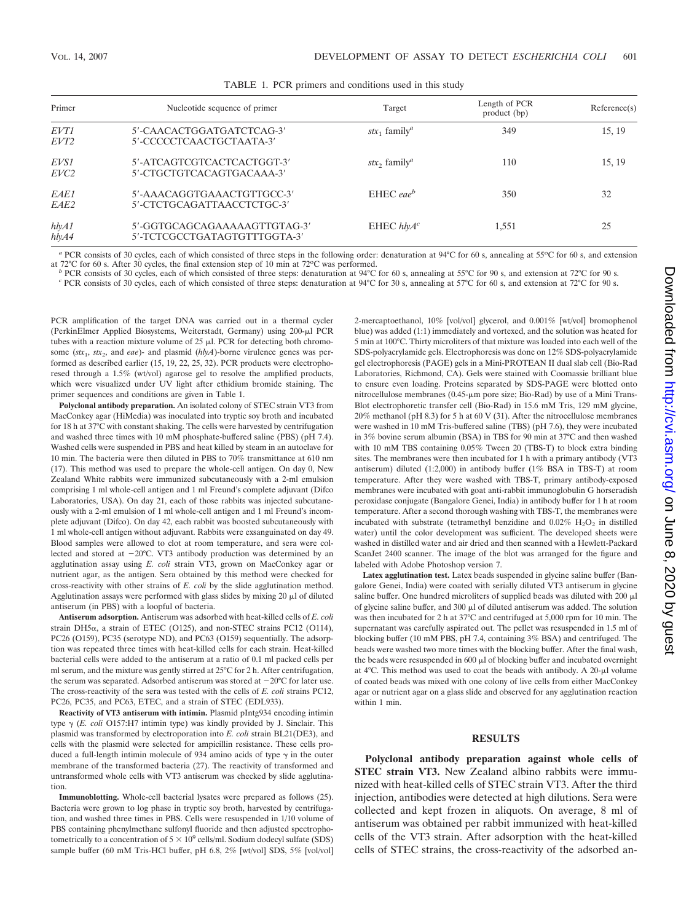TABLE 1. PCR primers and conditions used in this study

| Primer | Nucleotide sequence of primer | Target | Length of PCR product (bp) | Reference(s) |
|---|---|---|---|---|
| *EVT1*<br>*EVT2* | 5′-CAACACTGGATGATCTCAG-3′<br>5′-CCCCCTCAACTGCTAATA-3′ | $stx_1$ family[a] | 349 | 15, 19 |
| *EVS1*<br>*EVC2* | 5′-ATCAGTCGTCACTCACTGGT-3′<br>5′-CTGCTGTCACAGTGACAAA-3′ | $stx_2$ family[a] | 110 | 15, 19 |
| *EAE1*<br>*EAE2* | 5′-AAACAGGTGAAACTGTTGCC-3′<br>5′-CTCTGCAGATTAACCTCTGC-3′ | EHEC *eae*[b] | 350 | 32 |
| *hlyA1*<br>*hlyA4* | 5′-GGTGCAGCAGAAAAAGTTGTAG-3′<br>5′-TCTCGCCTGATAGTGTTTGGTA-3′ | EHEC *hlyA*[c] | 1,551 | 25 |

[a] PCR consists of 30 cycles, each of which consisted of three steps in the following order: denaturation at 94°C for 60 s, annealing at 55°C for 60 s, and extension at 72°C for 60 s. After 30 cycles, the final extension step of 10 min at 72°C was performed.

[b] PCR consists of 30 cycles, each of which consisted of three steps: denaturation at 94°C for 60 s, annealing at 55°C for 90 s, and extension at 72°C for 90 s.

[c] PCR consists of 30 cycles, each of which consisted of three steps: denaturation at 94°C for 30 s, annealing at 57°C for 60 s, and extension at 72°C for 90 s.

PCR amplification of the target DNA was carried out in a thermal cycler (PerkinElmer Applied Biosystems, Weiterstadt, Germany) using 200-μl PCR tubes with a reaction mixture volume of 25 μl. PCR for detecting both chromosome ($stx_1$, $stx_2$, and *eae*)- and plasmid (*hlyA*)-borne virulence genes was performed as described earlier (15, 19, 22, 25, 32). PCR products were electrophoresed through a 1.5% (wt/vol) agarose gel to resolve the amplified products, which were visualized under UV light after ethidium bromide staining. The primer sequences and conditions are given in Table 1.

**Polyclonal antibody preparation.** An isolated colony of STEC strain VT3 from MacConkey agar (HiMedia) was inoculated into tryptic soy broth and incubated for 18 h at 37°C with constant shaking. The cells were harvested by centrifugation and washed three times with 10 mM phosphate-buffered saline (PBS) (pH 7.4). Washed cells were suspended in PBS and heat killed by steam in an autoclave for 10 min. The bacteria were then diluted in PBS to 70% transmittance at 610 nm (17). This method was used to prepare the whole-cell antigen. On day 0, New Zealand White rabbits were immunized subcutaneously with a 2-ml emulsion comprising 1 ml whole-cell antigen and 1 ml Freund's complete adjuvant (Difco Laboratories, USA). On day 21, each of those rabbits was injected subcutaneously with a 2-ml emulsion of 1 ml whole-cell antigen and 1 ml Freund's incomplete adjuvant (Difco). On day 42, each rabbit was boosted subcutaneously with 1 ml whole-cell antigen without adjuvant. Rabbits were exsanguinated on day 49. Blood samples were allowed to clot at room temperature, and sera were collected and stored at −20°C. VT3 antibody production was determined by an agglutination assay using *E. coli* strain VT3, grown on MacConkey agar or nutrient agar, as the antigen. Sera obtained by this method were checked for cross-reactivity with other strains of *E. coli* by the slide agglutination method. Agglutination assays were performed with glass slides by mixing 20 μl of diluted antiserum (in PBS) with a loopful of bacteria.

**Antiserum adsorption.** Antiserum was adsorbed with heat-killed cells of *E. coli* strain DH5α, a strain of ETEC (O125), and non-STEC strains PC12 (O114), PC26 (O159), PC35 (serotype ND), and PC63 (O159) sequentially. The adsorption was repeated three times with heat-killed cells for each strain. Heat-killed bacterial cells were added to the antiserum at a ratio of 0.1 ml packed cells per ml serum, and the mixture was gently stirred at 25°C for 2 h. After centrifugation, the serum was separated. Adsorbed antiserum was stored at −20°C for later use. The cross-reactivity of the sera was tested with the cells of *E. coli* strains PC12, PC26, PC35, and PC63, ETEC, and a strain of STEC (EDL933).

**Reactivity of VT3 antiserum with intimin.** Plasmid pIntg934 encoding intimin type γ (*E. coli* O157:H7 intimin type) was kindly provided by J. Sinclair. This plasmid was transformed by electroporation into *E. coli* strain BL21(DE3), and cells with the plasmid were selected for ampicillin resistance. These cells produced a full-length intimin molecule of 934 amino acids of type γ in the outer membrane of the transformed bacteria (27). The reactivity of transformed and untransformed whole cells with VT3 antiserum was checked by slide agglutination.

**Immunoblotting.** Whole-cell bacterial lysates were prepared as follows (25). Bacteria were grown to log phase in tryptic soy broth, harvested by centrifugation, and washed three times in PBS. Cells were resuspended in 1/10 volume of PBS containing phenylmethane sulfonyl fluoride and then adjusted spectrophotometrically to a concentration of $5 \times 10^9$ cells/ml. Sodium dodecyl sulfate (SDS) sample buffer (60 mM Tris-HCl buffer, pH 6.8, 2% [wt/vol] SDS, 5% [vol/vol] 2-mercaptoethanol, 10% [vol/vol] glycerol, and 0.001% [wt/vol] bromophenol blue) was added (1:1) immediately and vortexed, and the solution was heated for 5 min at 100°C. Thirty microliters of that mixture was loaded into each well of the SDS-polyacrylamide gels. Electrophoresis was done on 12% SDS-polyacrylamide gel electrophoresis (PAGE) gels in a Mini-PROTEAN II dual slab cell (Bio-Rad Laboratories, Richmond, CA). Gels were stained with Coomassie brilliant blue to ensure even loading. Proteins separated by SDS-PAGE were blotted onto nitrocellulose membranes (0.45-μm pore size; Bio-Rad) by use of a Mini Trans-Blot electrophoretic transfer cell (Bio-Rad) in 15.6 mM Tris, 129 mM glycine, 20% methanol (pH 8.3) for 5 h at 60 V (31). After the nitrocellulose membranes were washed in 10 mM Tris-buffered saline (TBS) (pH 7.6), they were incubated in 3% bovine serum albumin (BSA) in TBS for 90 min at 37°C and then washed with 10 mM TBS containing 0.05% Tween 20 (TBS-T) to block extra binding sites. The membranes were then incubated for 1 h with a primary antibody (VT3 antiserum) diluted (1:2,000) in antibody buffer (1% BSA in TBS-T) at room temperature. After they were washed with TBS-T, primary antibody-exposed membranes were incubated with goat anti-rabbit immunoglobulin G horseradish peroxidase conjugate (Bangalore Genei, India) in antibody buffer for 1 h at room temperature. After a second thorough washing with TBS-T, the membranes were incubated with substrate (tetramethyl benzidine and 0.02% $H_2O_2$ in distilled water) until the color development was sufficient. The developed sheets were washed in distilled water and air dried and then scanned with a Hewlett-Packard ScanJet 2400 scanner. The image of the blot was arranged for the figure and labeled with Adobe Photoshop version 7.

**Latex agglutination test.** Latex beads suspended in glycine saline buffer (Bangalore Genei, India) were coated with serially diluted VT3 antiserum in glycine saline buffer. One hundred microliters of supplied beads was diluted with 200 μl of glycine saline buffer, and 300 μl of diluted antiserum was added. The solution was then incubated for 2 h at 37°C and centrifuged at 5,000 rpm for 10 min. The supernatant was carefully aspirated out. The pellet was resuspended in 1.5 ml of blocking buffer (10 mM PBS, pH 7.4, containing 3% BSA) and centrifuged. The beads were washed two more times with the blocking buffer. After the final wash, the beads were resuspended in 600 μl of blocking buffer and incubated overnight at 4°C. This method was used to coat the beads with antibody. A 20-μl volume of coated beads was mixed with one colony of live cells from either MacConkey agar or nutrient agar on a glass slide and observed for any agglutination reaction within 1 min.

## RESULTS

**Polyclonal antibody preparation against whole cells of STEC strain VT3.** New Zealand albino rabbits were immunized with heat-killed cells of STEC strain VT3. After the third injection, antibodies were detected at high dilutions. Sera were collected and kept frozen in aliquots. On average, 8 ml of antiserum was obtained per rabbit immunized with heat-killed cells of the VT3 strain. After adsorption with the heat-killed cells of STEC strains, the cross-reactivity of the adsorbed an-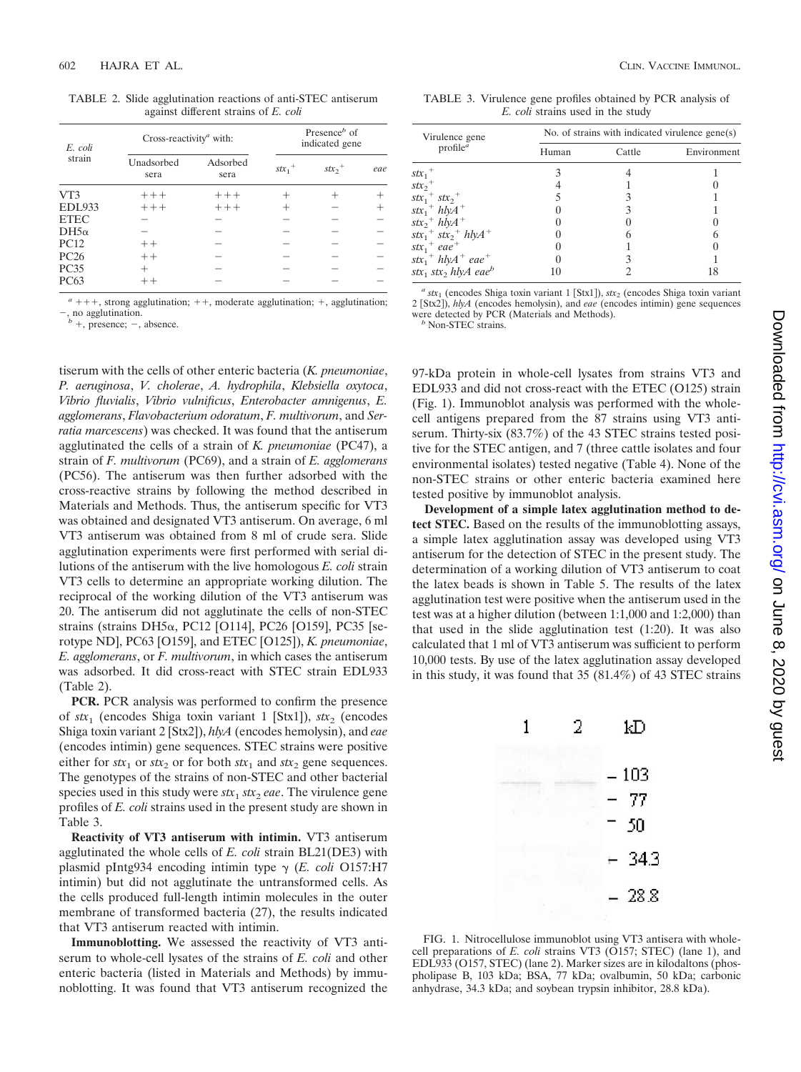TABLE 2. Slide agglutination reactions of anti-STEC antiserum against different strains of *E. coli*

| *E. coli* strain | Cross-reactivity[a] with: | | Presence[b] of indicated gene | | |
|---|---|---|---|---|---|
| | Unadsorbed sera | Adsorbed sera | $stx_1^+$ | $stx_2^+$ | *eae* |
| VT3 | +++ | +++ | + | + | + |
| EDL933 | +++ | +++ | + | − | + |
| ETEC | − | − | − | − | − |
| DH5α | − | − | − | − | − |
| PC12 | ++ | − | − | − | − |
| PC26 | ++ | − | − | − | − |
| PC35 | + | − | − | − | − |
| PC63 | ++ | − | − | − | − |

[a] +++, strong agglutination; ++, moderate agglutination; +, agglutination; −, no agglutination.
[b] +, presence; −, absence.

TABLE 3. Virulence gene profiles obtained by PCR analysis of *E. coli* strains used in the study

| Virulence gene profile[a] | No. of strains with indicated virulence gene(s) | | |
|---|---|---|---|
| | Human | Cattle | Environment |
| $stx_1^+$ | 3 | 4 | 1 |
| $stx_2^+$ | 4 | 1 | 0 |
| $stx_1^+$ $stx_2^+$ | 5 | 3 | 1 |
| $stx_1^+$ $hlyA^+$ | 0 | 3 | 1 |
| $stx_2^+$ $hlyA^+$ | 0 | 0 | 0 |
| $stx_1^+$ $stx_2^+$ $hlyA^+$ | 0 | 6 | 6 |
| $stx_1^+$ $eae^+$ | 0 | 1 | 0 |
| $stx_1^+$ $hlyA^+$ $eae^+$ | 0 | 3 | 1 |
| $stx_1$ $stx_2$ *hlyA* *eae*[b] | 10 | 2 | 18 |

[a] $stx_1$ (encodes Shiga toxin variant 1 [Stx1]), $stx_2$ (encodes Shiga toxin variant 2 [Stx2]), *hlyA* (encodes hemolysin), and *eae* (encodes intimin) gene sequences were detected by PCR (Materials and Methods).
[b] Non-STEC strains.

tiserum with the cells of other enteric bacteria (*K. pneumoniae*, *P. aeruginosa*, *V. cholerae*, *A. hydrophila*, *Klebsiella oxytoca*, *Vibrio fluvialis*, *Vibrio vulnificus*, *Enterobacter amnigenus*, *E. agglomerans*, *Flavobacterium odoratum*, *F. multivorum*, and *Serratia marcescens*) was checked. It was found that the antiserum agglutinated the cells of a strain of *K. pneumoniae* (PC47), a strain of *F. multivorum* (PC69), and a strain of *E. agglomerans* (PC56). The antiserum was then further adsorbed with the cross-reactive strains by following the method described in Materials and Methods. Thus, the antiserum specific for VT3 was obtained and designated VT3 antiserum. On average, 6 ml VT3 antiserum was obtained from 8 ml of crude sera. Slide agglutination experiments were first performed with serial dilutions of the antiserum with the live homologous *E. coli* strain VT3 cells to determine an appropriate working dilution. The reciprocal of the working dilution of the VT3 antiserum was 20. The antiserum did not agglutinate the cells of non-STEC strains (strains DH5α, PC12 [O114], PC26 [O159], PC35 [serotype ND], PC63 [O159], and ETEC [O125]), *K. pneumoniae*, *E. agglomerans*, or *F. multivorum*, in which cases the antiserum was adsorbed. It did cross-react with STEC strain EDL933 (Table 2).

**PCR.** PCR analysis was performed to confirm the presence of $stx_1$ (encodes Shiga toxin variant 1 [Stx1]), $stx_2$ (encodes Shiga toxin variant 2 [Stx2]), *hlyA* (encodes hemolysin), and *eae* (encodes intimin) gene sequences. STEC strains were positive either for $stx_1$ or $stx_2$ or for both $stx_1$ and $stx_2$ gene sequences. The genotypes of the strains of non-STEC and other bacterial species used in this study were $stx_1$ $stx_2$ *eae*. The virulence gene profiles of *E. coli* strains used in the present study are shown in Table 3.

**Reactivity of VT3 antiserum with intimin.** VT3 antiserum agglutinated the whole cells of *E. coli* strain BL21(DE3) with plasmid pIntg934 encoding intimin type γ (*E. coli* O157:H7 intimin) but did not agglutinate the untransformed cells. As the cells produced full-length intimin molecules in the outer membrane of transformed bacteria (27), the results indicated that VT3 antiserum reacted with intimin.

**Immunoblotting.** We assessed the reactivity of VT3 antiserum to whole-cell lysates of the strains of *E. coli* and other enteric bacteria (listed in Materials and Methods) by immunoblotting. It was found that VT3 antiserum recognized the 97-kDa protein in whole-cell lysates from strains VT3 and EDL933 and did not cross-react with the ETEC (O125) strain (Fig. 1). Immunoblot analysis was performed with the whole-cell antigens prepared from the 87 strains using VT3 antiserum. Thirty-six (83.7%) of the 43 STEC strains tested positive for the STEC antigen, and 7 (three cattle isolates and four environmental isolates) tested negative (Table 4). None of the non-STEC strains or other enteric bacteria examined here tested positive by immunoblot analysis.

**Development of a simple latex agglutination method to detect STEC.** Based on the results of the immunoblotting assays, a simple latex agglutination assay was developed using VT3 antiserum for the detection of STEC in the present study. The determination of a working dilution of VT3 antiserum to coat the latex beads is shown in Table 5. The results of the latex agglutination test were positive when the antiserum used in the test was at a higher dilution (between 1:1,000 and 1:2,000) than that used in the slide agglutination test (1:20). It was also calculated that 1 ml of VT3 antiserum was sufficient to perform 10,000 tests. By use of the latex agglutination assay developed in this study, it was found that 35 (81.4%) of 43 STEC strains

FIG. 1. Nitrocellulose immunoblot using VT3 antisera with whole-cell preparations of *E. coli* strains VT3 (O157; STEC) (lane 1), and EDL933 (O157, STEC) (lane 2). Marker sizes are in kilodaltons (phospholipase B, 103 kDa; BSA, 77 kDa; ovalbumin, 50 kDa; carbonic anhydrase, 34.3 kDa; and soybean trypsin inhibitor, 28.8 kDa).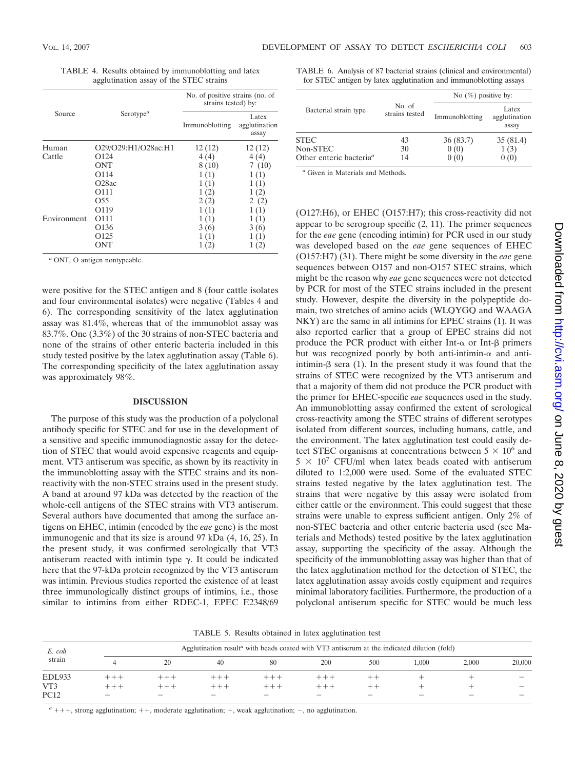TABLE 4. Results obtained by immunoblotting and latex agglutination assay of the STEC strains

| Source | Serotype[a] | No. of positive strains (no. of strains tested) by: | |
|---|---|---|---|
| | | Immunoblotting | Latex agglutination assay |
| Human | O29/O29:H1/O28ac:H1 | 12 (12) | 12 (12) |
| Cattle | O124 | 4 (4) | 4 (4) |
| | ONT | 8 (10) | 7 (10) |
| | O114 | 1 (1) | 1 (1) |
| | O28ac | 1 (1) | 1 (1) |
| | O111 | 1 (2) | 1 (2) |
| | O55 | 2 (2) | 2 (2) |
| | O119 | 1 (1) | 1 (1) |
| Environment | O111 | 1 (1) | 1 (1) |
| | O136 | 3 (6) | 3 (6) |
| | O125 | 1 (1) | 1 (1) |
| | ONT | 1 (2) | 1 (2) |

[a] ONT, O antigen nontypeable.

TABLE 6. Analysis of 87 bacterial strains (clinical and environmental) for STEC antigen by latex agglutination and immunoblotting assays

| Bacterial strain type | No. of strains tested | No (%) positive by: | |
|---|---|---|---|
| | | Immunoblotting | Latex agglutination assay |
| STEC | 43 | 36 (83.7) | 35 (81.4) |
| Non-STEC | 30 | 0 (0) | 1 (3) |
| Other enteric bacteria[a] | 14 | 0 (0) | 0 (0) |

[a] Given in Materials and Methods.

were positive for the STEC antigen and 8 (four cattle isolates and four environmental isolates) were negative (Tables 4 and 6). The corresponding sensitivity of the latex agglutination assay was 81.4%, whereas that of the immunoblot assay was 83.7%. One (3.3%) of the 30 strains of non-STEC bacteria and none of the strains of other enteric bacteria included in this study tested positive by the latex agglutination assay (Table 6). The corresponding specificity of the latex agglutination assay was approximately 98%.

## DISCUSSION

The purpose of this study was the production of a polyclonal antibody specific for STEC and for use in the development of a sensitive and specific immunodiagnostic assay for the detection of STEC that would avoid expensive reagents and equipment. VT3 antiserum was specific, as shown by its reactivity in the immunoblotting assay with the STEC strains and its nonreactivity with the non-STEC strains used in the present study. A band at around 97 kDa was detected by the reaction of the whole-cell antigens of the STEC strains with VT3 antiserum. Several authors have documented that among the surface antigens on EHEC, intimin (encoded by the *eae* gene) is the most immunogenic and that its size is around 97 kDa (4, 16, 25). In the present study, it was confirmed serologically that VT3 antiserum reacted with intimin type γ. It could be indicated here that the 97-kDa protein recognized by the VT3 antiserum was intimin. Previous studies reported the existence of at least three immunologically distinct groups of intimins, i.e., those similar to intimins from either RDEC-1, EPEC E2348/69 (O127:H6), or EHEC (O157:H7); this cross-reactivity did not appear to be serogroup specific (2, 11). The primer sequences for the *eae* gene (encoding intimin) for PCR used in our study was developed based on the *eae* gene sequences of EHEC (O157:H7) (31). There might be some diversity in the *eae* gene sequences between O157 and non-O157 STEC strains, which might be the reason why *eae* gene sequences were not detected by PCR for most of the STEC strains included in the present study. However, despite the diversity in the polypeptide domain, two stretches of amino acids (WLQYGQ and WAAGA NKY) are the same in all intimins for EPEC strains (1). It was also reported earlier that a group of EPEC strains did not produce the PCR product with either Int-α or Int-β primers but was recognized poorly by both anti-intimin-α and anti-intimin-β sera (1). In the present study it was found that the strains of STEC were recognized by the VT3 antiserum and that a majority of them did not produce the PCR product with the primer for EHEC-specific *eae* sequences used in the study. An immunoblotting assay confirmed the extent of serological cross-reactivity among the STEC strains of different serotypes isolated from different sources, including humans, cattle, and the environment. The latex agglutination test could easily detect STEC organisms at concentrations between $5 \times 10^6$ and $5 \times 10^7$ CFU/ml when latex beads coated with antiserum diluted to 1:2,000 were used. Some of the evaluated STEC strains tested negative by the latex agglutination test. The strains that were negative by this assay were isolated from either cattle or the environment. This could suggest that these strains were unable to express sufficient antigen. Only 2% of non-STEC bacteria and other enteric bacteria used (see Materials and Methods) tested positive by the latex agglutination assay, supporting the specificity of the assay. Although the specificity of the immunoblotting assay was higher than that of the latex agglutination method for the detection of STEC, the latex agglutination assay avoids costly equipment and requires minimal laboratory facilities. Furthermore, the production of a polyclonal antiserum specific for STEC would be much less

TABLE 5. Results obtained in latex agglutination test

| *E. coli* strain | Agglutination result[a] with beads coated with VT3 antiserum at the indicated dilution (fold) | | | | | | | | |
|---|---|---|---|---|---|---|---|---|---|
| | 4 | 20 | 40 | 80 | 200 | 500 | 1,000 | 2,000 | 20,000 |
| EDL933 | +++ | +++ | +++ | +++ | +++ | ++ | + | + | − |
| VT3 | +++ | +++ | +++ | +++ | +++ | ++ | + | + | − |
| PC12 | − | − | − | − | − | − | − | − | − |

[a] +++, strong agglutination; ++, moderate agglutination; +, weak agglutination; −, no agglutination.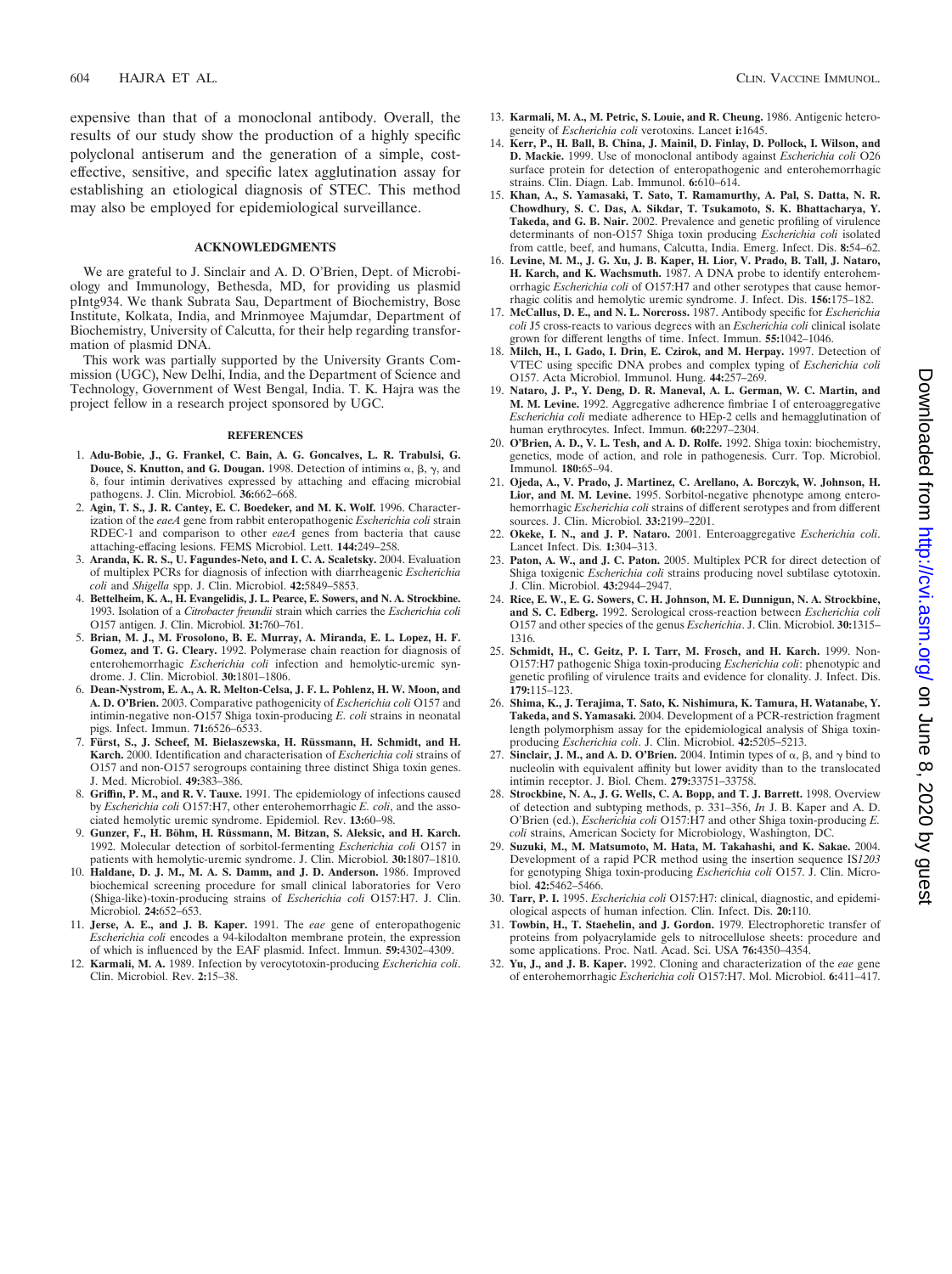expensive than that of a monoclonal antibody. Overall, the results of our study show the production of a highly specific polyclonal antiserum and the generation of a simple, cost-effective, sensitive, and specific latex agglutination assay for establishing an etiological diagnosis of STEC. This method may also be employed for epidemiological surveillance.

## ACKNOWLEDGMENTS

We are grateful to J. Sinclair and A. D. O'Brien, Dept. of Microbiology and Immunology, Bethesda, MD, for providing us plasmid pIntg934. We thank Subrata Sau, Department of Biochemistry, Bose Institute, Kolkata, India, and Mrinmoyee Majumdar, Department of Biochemistry, University of Calcutta, for their help regarding transformation of plasmid DNA.

This work was partially supported by the University Grants Commission (UGC), New Delhi, India, and the Department of Science and Technology, Government of West Bengal, India. T. K. Hajra was the project fellow in a research project sponsored by UGC.

## REFERENCES

1. **Adu-Bobie, J., G. Frankel, C. Bain, A. G. Goncalves, L. R. Trabulsi, G. Douce, S. Knutton, and G. Dougan.** 1998. Detection of intimins α, β, γ, and δ, four intimin derivatives expressed by attaching and effacing microbial pathogens. J. Clin. Microbiol. **36:**662–668.
2. **Agin, T. S., J. R. Cantey, E. C. Boedeker, and M. K. Wolf.** 1996. Characterization of the *eaeA* gene from rabbit enteropathogenic *Escherichia coli* strain RDEC-1 and comparison to other *eaeA* genes from bacteria that cause attaching-effacing lesions. FEMS Microbiol. Lett. **144:**249–258.
3. **Aranda, K. R. S., U. Fagundes-Neto, and I. C. A. Scaletsky.** 2004. Evaluation of multiplex PCRs for diagnosis of infection with diarrheagenic *Escherichia coli* and *Shigella* spp. J. Clin. Microbiol. **42:**5849–5853.
4. **Bettelheim, K. A., H. Evangelidis, J. L. Pearce, E. Sowers, and N. A. Strockbine.** 1993. Isolation of a *Citrobacter freundii* strain which carries the *Escherichia coli* O157 antigen. J. Clin. Microbiol. **31:**760–761.
5. **Brian, M. J., M. Frosolono, B. E. Murray, A. Miranda, E. L. Lopez, H. F. Gomez, and T. G. Cleary.** 1992. Polymerase chain reaction for diagnosis of enterohemorrhagic *Escherichia coli* infection and hemolytic-uremic syndrome. J. Clin. Microbiol. **30:**1801–1806.
6. **Dean-Nystrom, E. A., A. R. Melton-Celsa, J. F. L. Pohlenz, H. W. Moon, and A. D. O'Brien.** 2003. Comparative pathogenicity of *Escherichia coli* O157 and intimin-negative non-O157 Shiga toxin-producing *E. coli* strains in neonatal pigs. Infect. Immun. **71:**6526–6533.
7. **Fürst, S., J. Scheef, M. Bielaszewska, H. Rüssmann, H. Schmidt, and H. Karch.** 2000. Identification and characterisation of *Escherichia coli* strains of O157 and non-O157 serogroups containing three distinct Shiga toxin genes. J. Med. Microbiol. **49:**383–386.
8. **Griffin, P. M., and R. V. Tauxe.** 1991. The epidemiology of infections caused by *Escherichia coli* O157:H7, other enterohemorrhagic *E. coli*, and the associated hemolytic uremic syndrome. Epidemiol. Rev. **13:**60–98.
9. **Gunzer, F., H. Böhm, H. Rüssmann, M. Bitzan, S. Aleksic, and H. Karch.** 1992. Molecular detection of sorbitol-fermenting *Escherichia coli* O157 in patients with hemolytic-uremic syndrome. J. Clin. Microbiol. **30:**1807–1810.
10. **Haldane, D. J. M., M. A. S. Damm, and J. D. Anderson.** 1986. Improved biochemical screening procedure for small clinical laboratories for Vero (Shiga-like)-toxin-producing strains of *Escherichia coli* O157:H7. J. Clin. Microbiol. **24:**652–653.
11. **Jerse, A. E., and J. B. Kaper.** 1991. The *eae* gene of enteropathogenic *Escherichia coli* encodes a 94-kilodalton membrane protein, the expression of which is influenced by the EAF plasmid. Infect. Immun. **59:**4302–4309.
12. **Karmali, M. A.** 1989. Infection by verocytotoxin-producing *Escherichia coli*. Clin. Microbiol. Rev. **2:**15–38.
13. **Karmali, M. A., M. Petric, S. Louie, and R. Cheung.** 1986. Antigenic heterogeneity of *Escherichia coli* verotoxins. Lancet **i:**1645.
14. **Kerr, P., H. Ball, B. China, J. Mainil, D. Finlay, D. Pollock, I. Wilson, and D. Mackie.** 1999. Use of monoclonal antibody against *Escherichia coli* O26 surface protein for detection of enteropathogenic and enterohemorrhagic strains. Clin. Diagn. Lab. Immunol. **6:**610–614.
15. **Khan, A., S. Yamasaki, T. Sato, T. Ramamurthy, A. Pal, S. Datta, N. R. Chowdhury, S. C. Das, A. Sikdar, T. Tsukamoto, S. K. Bhattacharya, Y. Takeda, and G. B. Nair.** 2002. Prevalence and genetic profiling of virulence determinants of non-O157 Shiga toxin producing *Escherichia coli* isolated from cattle, beef, and humans, Calcutta, India. Emerg. Infect. Dis. **8:**54–62.
16. **Levine, M. M., J. G. Xu, J. B. Kaper, H. Lior, V. Prado, B. Tall, J. Nataro, H. Karch, and K. Wachsmuth.** 1987. A DNA probe to identify enterohemorrhagic *Escherichia coli* of O157:H7 and other serotypes that cause hemorrhagic colitis and hemolytic uremic syndrome. J. Infect. Dis. **156:**175–182.
17. **McCallus, D. E., and N. L. Norcross.** 1987. Antibody specific for *Escherichia coli* J5 cross-reacts to various degrees with an *Escherichia coli* clinical isolate grown for different lengths of time. Infect. Immun. **55:**1042–1046.
18. **Milch, H., I. Gado, I. Drin, E. Czirok, and M. Herpay.** 1997. Detection of VTEC using specific DNA probes and complex typing of *Escherichia coli* O157. Acta Microbiol. Immunol. Hung. **44:**257–269.
19. **Nataro, J. P., Y. Deng, D. R. Maneval, A. L. German, W. C. Martin, and M. M. Levine.** 1992. Aggregative adherence fimbriae I of enteroaggregative *Escherichia coli* mediate adherence to HEp-2 cells and hemagglutination of human erythrocytes. Infect. Immun. **60:**2297–2304.
20. **O'Brien, A. D., V. L. Tesh, and A. D. Rolfe.** 1992. Shiga toxin: biochemistry, genetics, mode of action, and role in pathogenesis. Curr. Top. Microbiol. Immunol. **180:**65–94.
21. **Ojeda, A., V. Prado, J. Martinez, C. Arellano, A. Borczyk, W. Johnson, H. Lior, and M. M. Levine.** 1995. Sorbitol-negative phenotype among enterohemorrhagic *Escherichia coli* strains of different serotypes and from different sources. J. Clin. Microbiol. **33:**2199–2201.
22. **Okeke, I. N., and J. P. Nataro.** 2001. Enteroaggregative *Escherichia coli*. Lancet Infect. Dis. **1:**304–313.
23. **Paton, A. W., and J. C. Paton.** 2005. Multiplex PCR for direct detection of Shiga toxigenic *Escherichia coli* strains producing novel subtilase cytotoxin. J. Clin. Microbiol. **43:**2944–2947.
24. **Rice, E. W., E. G. Sowers, C. H. Johnson, M. E. Dunnigun, N. A. Strockbine, and S. C. Edberg.** 1992. Serological cross-reaction between *Escherichia coli* O157 and other species of the genus *Escherichia*. J. Clin. Microbiol. **30:**1315–1316.
25. **Schmidt, H., C. Geitz, P. I. Tarr, M. Frosch, and H. Karch.** 1999. Non-O157:H7 pathogenic Shiga toxin-producing *Escherichia coli*: phenotypic and genetic profiling of virulence traits and evidence for clonality. J. Infect. Dis. **179:**115–123.
26. **Shima, K., J. Terajima, T. Sato, K. Nishimura, K. Tamura, H. Watanabe, Y. Takeda, and S. Yamasaki.** 2004. Development of a PCR-restriction fragment length polymorphism assay for the epidemiological analysis of Shiga toxin-producing *Escherichia coli*. J. Clin. Microbiol. **42:**5205–5213.
27. **Sinclair, J. M., and A. D. O'Brien.** 2004. Intimin types of α, β, and γ bind to nucleolin with equivalent affinity but lower avidity than to the translocated intimin receptor. J. Biol. Chem. **279:**33751–33758.
28. **Strockbine, N. A., J. G. Wells, C. A. Bopp, and T. J. Barrett.** 1998. Overview of detection and subtyping methods, p. 331–356, *In* J. B. Kaper and A. D. O'Brien (ed.), *Escherichia coli* O157:H7 and other Shiga toxin-producing *E. coli* strains, American Society for Microbiology, Washington, DC.
29. **Suzuki, M., M. Matsumoto, M. Hata, M. Takahashi, and K. Sakae.** 2004. Development of a rapid PCR method using the insertion sequence IS*1203* for genotyping Shiga toxin-producing *Escherichia coli* O157. J. Clin. Microbiol. **42:**5462–5466.
30. **Tarr, P. I.** 1995. *Escherichia coli* O157:H7: clinical, diagnostic, and epidemiological aspects of human infection. Clin. Infect. Dis. **20:**110.
31. **Towbin, H., T. Staehelin, and J. Gordon.** 1979. Electrophoretic transfer of proteins from polyacrylamide gels to nitrocellulose sheets: procedure and some applications. Proc. Natl. Acad. Sci. USA **76:**4350–4354.
32. **Yu, J., and J. B. Kaper.** 1992. Cloning and characterization of the *eae* gene of enterohemorrhagic *Escherichia coli* O157:H7. Mol. Microbiol. **6:**411–417.